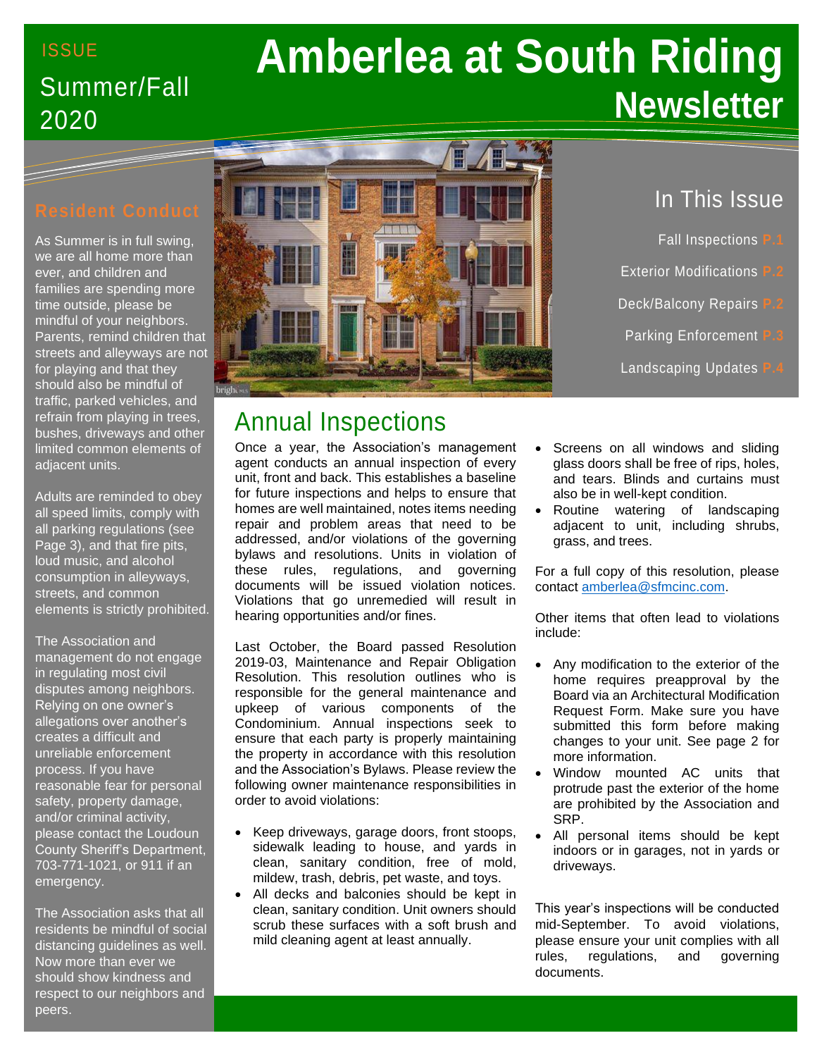ISSUE

Summer/Fall 2020

# Amberlea at South Riding Newsletter

## In This Issue

- Fall Inspections P.1
- Exterior Modifications P.2
- Deck/Balcony Repairs P.2
- Parking Enforcement P.3
- Landscaping Updates P.4

## Resident Conduct

As Summer is in full swing, we are all home more than ever, and children and families are spending more time outside, please be mindful of your neighbors. Parents, remind children that streets and alleyways are not for playing and that they should also be mindful of traffic, parked vehicles, and refrain from playing in trees, bushes, driveways and other limited common elements of adjacent units.

Adults are reminded to obey all speed limits, comply with all parking regulations (see Page 3), and that fire pits, loud music, and alcohol consumption in alleyways, streets, and common elements is strictly prohibited.

The Association and management do not engage in regulating most civil disputes among neighbors. Relying on one owner's allegations over another's creates a difficult and unreliable enforcement process. If you have reasonable fear for personal safety, property damage, and/or criminal activity, please contact the Loudoun County Sheriff's Department, 703-771-1021, or 911 if an emergency.

The Association asks that all residents be mindful of social distancing guidelines as well. Now more than ever we should show kindness and respect to our neighbors and peers.

## Annual Inspections

Once a year, the Association's management agent conducts an annual inspection of every unit, front and back. This establishes a baseline for future inspections and helps to ensure that homes are well maintained, notes items needing repair and problem areas that need to be addressed, and/or violations of the governing bylaws and resolutions. Units in violation of these rules, regulations, and governing documents will be issued violation notices. Violations that go unremedied will result in hearing opportunities and/or fines.

Last October, the Board passed Resolution 2019-03, Maintenance and Repair Obligation Resolution. This resolution outlines who is responsible for the general maintenance and upkeep of various components of the Condominium. Annual inspections seek to ensure that each party is properly maintaining the property in accordance with this resolution and the Association's Bylaws. Please review the following owner maintenance responsibilities in order to avoid violations:

- Keep driveways, garage doors, front stoops, sidewalk leading to house, and yards in clean, sanitary condition, free of mold, mildew, trash, debris, pet waste, and toys.
- All decks and balconies should be kept in clean, sanitary condition. Unit owners should scrub these surfaces with a soft brush and mild cleaning agent at least annually.
- Screens on all windows and sliding glass doors shall be free of rips, holes, and tears. Blinds and curtains must also be in well-kept condition.
- Routine watering of landscaping adjacent to unit, including shrubs, grass, and trees.

For a full copy of this resolution, please contact amberlea@sfmcinc.com.

Other items that often lead to violations include:

- Any modification to the exterior of the home requires preapproval by the Board via an Architectural Modification Request Form. Make sure you have submitted this form before making changes to your unit. See page 2 for more information.
- Window mounted AC units that protrude past the exterior of the home are prohibited by the Association and SRP.
- All personal items should be kept indoors or in garages, not in yards or driveways.

This year's inspections will be conducted mid-September. To avoid violations, please ensure your unit complies with all rules, regulations, and governing documents.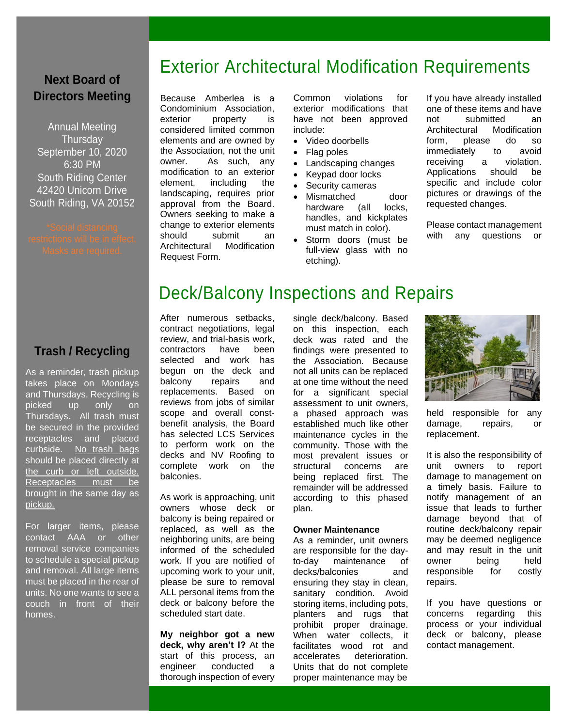## Next Board of Directors Meeting

Annual Meeting
Thursday
September 10, 2020
6:30 PM
South Riding Center
42420 Unicorn Drive
South Riding, VA 20152

*Social distancing restrictions will be in effect. Masks are required.

## Trash / Recycling

As a reminder, trash pickup takes place on Mondays and Thursdays. Recycling is picked up only on Thursdays. All trash must be secured in the provided receptacles and placed curbside. No trash bags should be placed directly at the curb or left outside. Receptacles must be brought in the same day as pickup.

For larger items, please contact AAA or other removal service companies to schedule a special pickup and removal. All large items must be placed in the rear of units. No one wants to see a couch in front of their homes.

# Exterior Architectural Modification Requirements

Because Amberlea is a Condominium Association, exterior property is considered limited common elements and are owned by the Association, not the unit owner. As such, any modification to an exterior element, including the landscaping, requires prior approval from the Board. Owners seeking to make a change to exterior elements should submit an Architectural Modification Request Form.

Common violations for exterior modifications that have not been approved include:

- Video doorbells
- Flag poles
- Landscaping changes
- Keypad door locks
- Security cameras
- Mismatched door hardware (all locks, handles, and kickplates must match in color).
- Storm doors (must be full-view glass with no etching).

If you have already installed one of these items and have not submitted an Architectural Modification form, please do so immediately to avoid receiving a violation. Applications should be specific and include color pictures or drawings of the requested changes.

Please contact management with any questions or

# Deck/Balcony Inspections and Repairs

After numerous setbacks, contract negotiations, legal review, and trial-basis work, contractors have been selected and work has begun on the deck and balcony repairs and replacements. Based on reviews from jobs of similar scope and overall const-benefit analysis, the Board has selected LCS Services to perform work on the decks and NV Roofing to complete work on the balconies.

As work is approaching, unit owners whose deck or balcony is being repaired or replaced, as well as the neighboring units, are being informed of the scheduled work. If you are notified of upcoming work to your unit, please be sure to removal ALL personal items from the deck or balcony before the scheduled start date.

**My neighbor got a new deck, why aren't I?** At the start of this process, an engineer conducted a thorough inspection of every single deck/balcony. Based on this inspection, each deck was rated and the findings were presented to the Association. Because not all units can be replaced at one time without the need for a significant special assessment to unit owners, a phased approach was established much like other maintenance cycles in the community. Those with the most prevalent issues or structural concerns are being replaced first. The remainder will be addressed according to this phased plan.

**Owner Maintenance**

As a reminder, unit owners are responsible for the day-to-day maintenance of decks/balconies and ensuring they stay in clean, sanitary condition. Avoid storing items, including pots, planters and rugs that prohibit proper drainage. When water collects, it facilitates wood rot and accelerates deterioration. Units that do not complete proper maintenance may be held responsible for any damage, repairs, or replacement.

It is also the responsibility of unit owners to report damage to management on a timely basis. Failure to notify management of an issue that leads to further damage beyond that of routine deck/balcony repair may be deemed negligence and may result in the unit owner being held responsible for costly repairs.

If you have questions or concerns regarding this process or your individual deck or balcony, please contact management.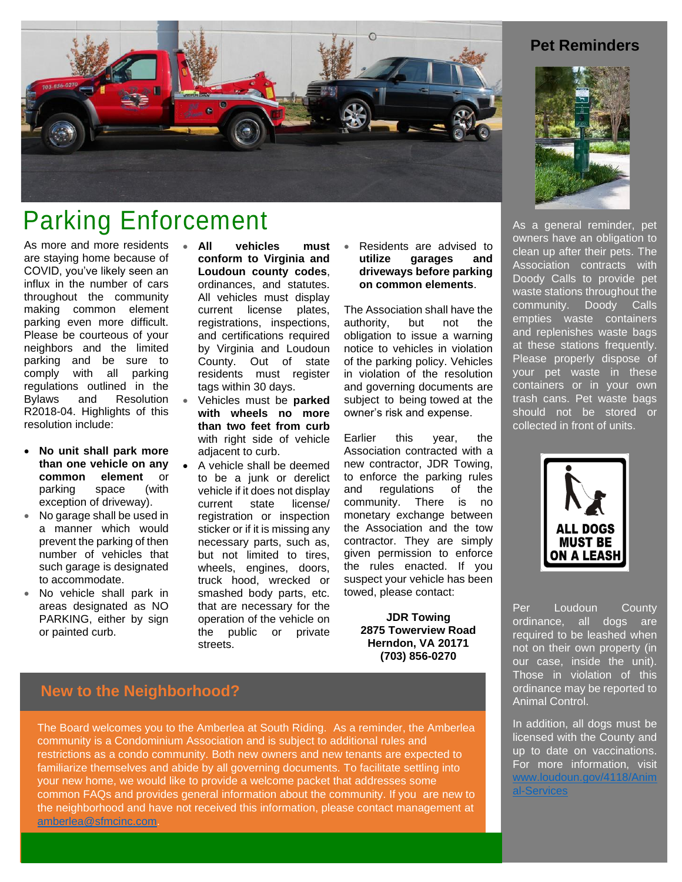# Parking Enforcement

As more and more residents are staying home because of COVID, you've likely seen an influx in the number of cars throughout the community making common element parking even more difficult. Please be courteous of your neighbors and the limited parking and be sure to comply with all parking regulations outlined in the Bylaws and Resolution R2018-04. Highlights of this resolution include:

- **No unit shall park more than one vehicle on any common element** or parking space (with exception of driveway).
- No garage shall be used in a manner which would prevent the parking of then number of vehicles that such garage is designated to accommodate.
- No vehicle shall park in areas designated as NO PARKING, either by sign or painted curb.
- **All vehicles must conform to Virginia and Loudoun county codes**, ordinances, and statutes. All vehicles must display current license plates, registrations, inspections, and certifications required by Virginia and Loudoun County. Out of state residents must register tags within 30 days.
- Vehicles must be **parked with wheels no more than two feet from curb** with right side of vehicle adjacent to curb.
- A vehicle shall be deemed to be a junk or derelict vehicle if it does not display current state license/ registration or inspection sticker or if it is missing any necessary parts, such as, but not limited to tires, wheels, engines, doors, truck hood, wrecked or smashed body parts, etc. that are necessary for the operation of the vehicle on the public or private streets.
- Residents are advised to **utilize garages and driveways before parking on common elements**.

The Association shall have the authority, but not the obligation to issue a warning notice to vehicles in violation of the parking policy. Vehicles in violation of the resolution and governing documents are subject to being towed at the owner's risk and expense.

Earlier this year, the Association contracted with a new contractor, JDR Towing, to enforce the parking rules and regulations of the community. There is no monetary exchange between the Association and the tow contractor. They are simply given permission to enforce the rules enacted. If you suspect your vehicle has been towed, please contact:

**JDR Towing**
**2875 Towerview Road**
**Herndon, VA 20171**
**(703) 856-0270**

## New to the Neighborhood?

The Board welcomes you to the Amberlea at South Riding. As a reminder, the Amberlea community is a Condominium Association and is subject to additional rules and restrictions as a condo community. Both new owners and new tenants are expected to familiarize themselves and abide by all governing documents. To facilitate settling into your new home, we would like to provide a welcome packet that addresses some common FAQs and provides general information about the community. If you are new to the neighborhood and have not received this information, please contact management at amberlea@sfmcinc.com.

## Pet Reminders

As a general reminder, pet owners have an obligation to clean up after their pets. The Association contracts with Doody Calls to provide pet waste stations throughout the community. Doody Calls empties waste containers and replenishes waste bags at these stations frequently. Please properly dispose of your pet waste in these containers or in your own trash cans. Pet waste bags should not be stored or collected in front of units.

Per Loudoun County ordinance, all dogs are required to be leashed when not on their own property (in our case, inside the unit). Those in violation of this ordinance may be reported to Animal Control.

In addition, all dogs must be licensed with the County and up to date on vaccinations. For more information, visit www.loudoun.gov/4118/Animal-Services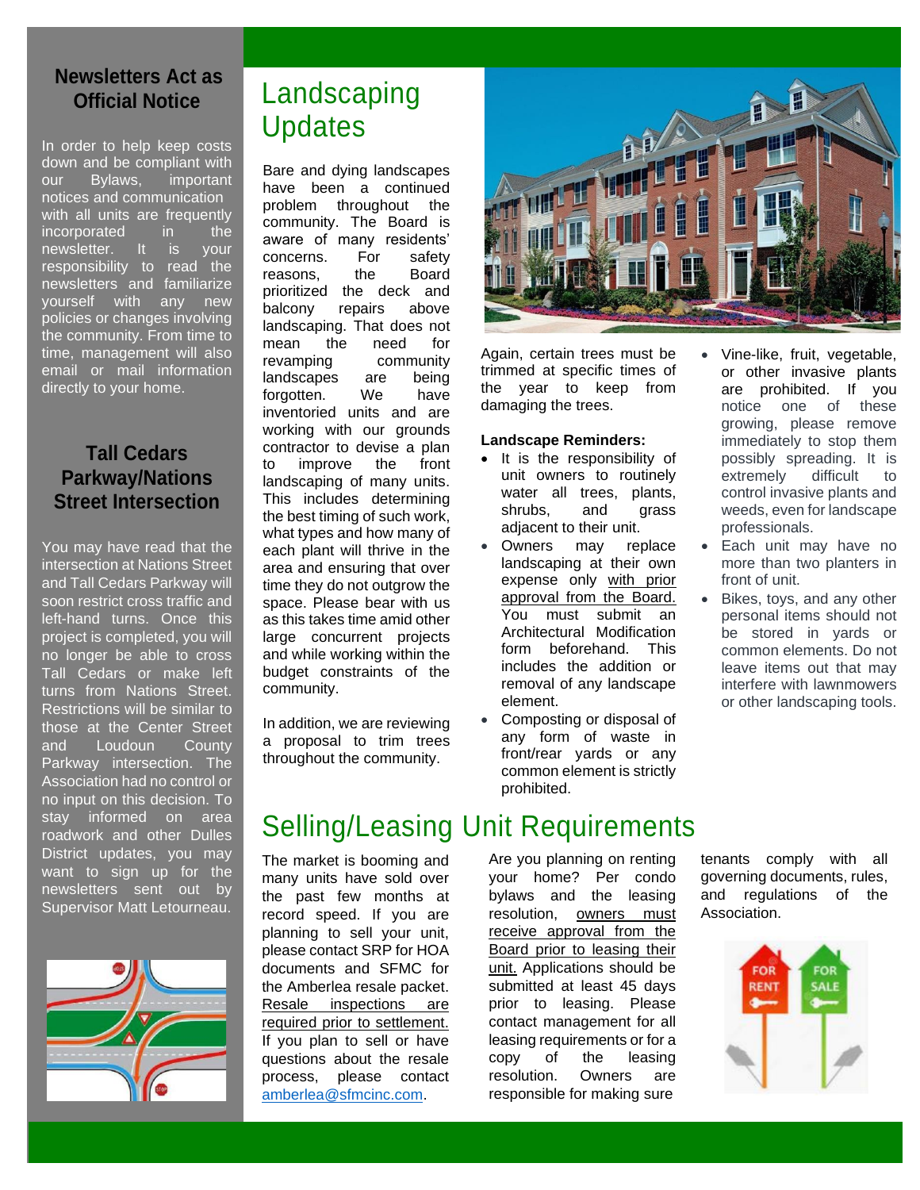## Newsletters Act as Official Notice

In order to help keep costs down and be compliant with our Bylaws, important notices and communication with all units are frequently incorporated in the newsletter. It is your responsibility to read the newsletters and familiarize yourself with any new policies or changes involving the community. From time to time, management will also email or mail information directly to your home.

## Tall Cedars Parkway/Nations Street Intersection

You may have read that the intersection at Nations Street and Tall Cedars Parkway will soon restrict cross traffic and left-hand turns. Once this project is completed, you will no longer be able to cross Tall Cedars or make left turns from Nations Street. Restrictions will be similar to those at the Center Street and Loudoun County Parkway intersection. The Association had no control or no input on this decision. To stay informed on area roadwork and other Dulles District updates, you may want to sign up for the newsletters sent out by Supervisor Matt Letourneau.

# Landscaping Updates

Bare and dying landscapes have been a continued problem throughout the community. The Board is aware of many residents' concerns. For safety reasons, the Board prioritized the deck and balcony repairs above landscaping. That does not mean the need for revamping community landscapes are being forgotten. We have inventoried units and are working with our grounds contractor to devise a plan to improve the front landscaping of many units. This includes determining the best timing of such work, what types and how many of each plant will thrive in the area and ensuring that over time they do not outgrow the space. Please bear with us as this takes time amid other large concurrent projects and while working within the budget constraints of the community.

In addition, we are reviewing a proposal to trim trees throughout the community.

Again, certain trees must be trimmed at specific times of the year to keep from damaging the trees.

**Landscape Reminders:**

- It is the responsibility of unit owners to routinely water all trees, plants, shrubs, and grass adjacent to their unit.
- Owners may replace landscaping at their own expense only <u>with prior approval from the Board.</u> You must submit an Architectural Modification form beforehand. This includes the addition or removal of any landscape element.
- Composting or disposal of any form of waste in front/rear yards or any common element is strictly prohibited.
- Vine-like, fruit, vegetable, or other invasive plants are prohibited. If you notice one of these growing, please remove immediately to stop them possibly spreading. It is extremely difficult to control invasive plants and weeds, even for landscape professionals.
- Each unit may have no more than two planters in front of unit.
- Bikes, toys, and any other personal items should not be stored in yards or common elements. Do not leave items out that may interfere with lawnmowers or other landscaping tools.

# Selling/Leasing Unit Requirements

The market is booming and many units have sold over the past few months at record speed. If you are planning to sell your unit, please contact SRP for HOA documents and SFMC for the Amberlea resale packet. <u>Resale inspections are required prior to settlement.</u> If you plan to sell or have questions about the resale process, please contact amberlea@sfmcinc.com.

Are you planning on renting your home? Per condo bylaws and the leasing resolution, <u>owners must receive approval from the Board prior to leasing their unit.</u> Applications should be submitted at least 45 days prior to contact. Please contact management for all leasing requirements or for a copy of the leasing resolution. Owners are responsible for making sure tenants comply with all governing documents, rules, and regulations of the Association.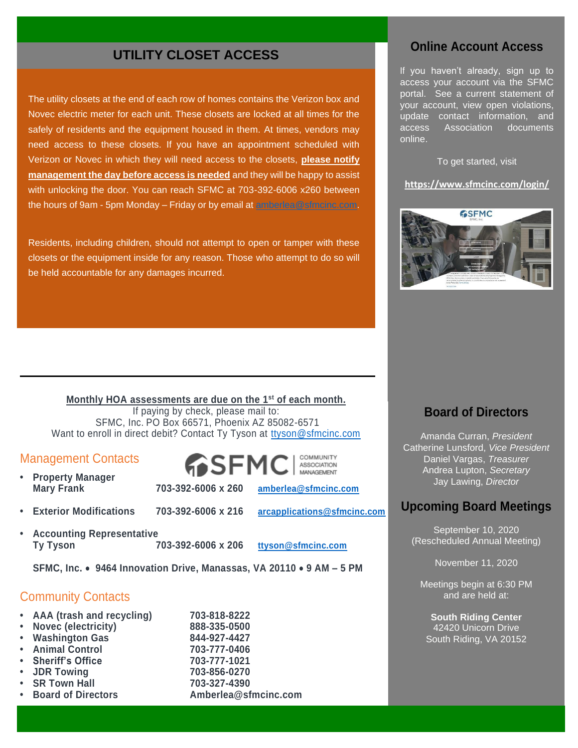## UTILITY CLOSET ACCESS

The utility closets at the end of each row of homes contains the Verizon box and Novec electric meter for each unit. These closets are locked at all times for the safely of residents and the equipment housed in them. At times, vendors may need access to these closets. If you have an appointment scheduled with Verizon or Novec in which they will need access to the closets, **please notify management the day before access is needed** and they will be happy to assist with unlocking the door. You can reach SFMC at 703-392-6006 x260 between the hours of 9am - 5pm Monday – Friday or by email at amberlea@sfmcinc.com.

Residents, including children, should not attempt to open or tamper with these closets or the equipment inside for any reason. Those who attempt to do so will be held accountable for any damages incurred.

---

**Monthly HOA assessments are due on the 1st of each month.**
If paying by check, please mail to:
SFMC, Inc. PO Box 66571, Phoenix AZ 85082-6571
Want to enroll in direct debit? Contact Ty Tyson at ttyson@sfmcinc.com

## Management Contacts

SFMC | COMMUNITY ASSOCIATION MANAGEMENT

| | | |
|---|---|---|
| **Property Manager Mary Frank** | **703-392-6006 x 260** | **amberlea@sfmcinc.com** |
| **Exterior Modifications** | **703-392-6006 x 216** | **arcapplications@sfmcinc.com** |
| **Accounting Representative Ty Tyson** | **703-392-6006 x 206** | **ttyson@sfmcinc.com** |

**SFMC, Inc. • 9464 Innovation Drive, Manassas, VA 20110 • 9 AM – 5 PM**

## Community Contacts

| | |
|---|---|
| **AAA (trash and recycling)** | **703-818-8222** |
| **Novec (electricity)** | **888-335-0500** |
| **Washington Gas** | **844-927-4427** |
| **Animal Control** | **703-777-0406** |
| **Sheriff's Office** | **703-777-1021** |
| **JDR Towing** | **703-856-0270** |
| **SR Town Hall** | **703-327-4390** |
| **Board of Directors** | **Amberlea@sfmcinc.com** |

## Online Account Access

If you haven't already, sign up to access your account via the SFMC portal. See a current statement of your account, view open violations, update contact information, and access Association documents online.

To get started, visit

**https://www.sfmcinc.com/login/**

## Board of Directors

Amanda Curran, *President*
Catherine Lunsford, *Vice President*
Daniel Vargas, *Treasurer*
Andrea Lupton, *Secretary*
Jay Lawing, *Director*

## Upcoming Board Meetings

September 10, 2020
(Rescheduled Annual Meeting)

November 11, 2020

Meetings begin at 6:30 PM and are held at:

**South Riding Center**
42420 Unicorn Drive
South Riding, VA 20152